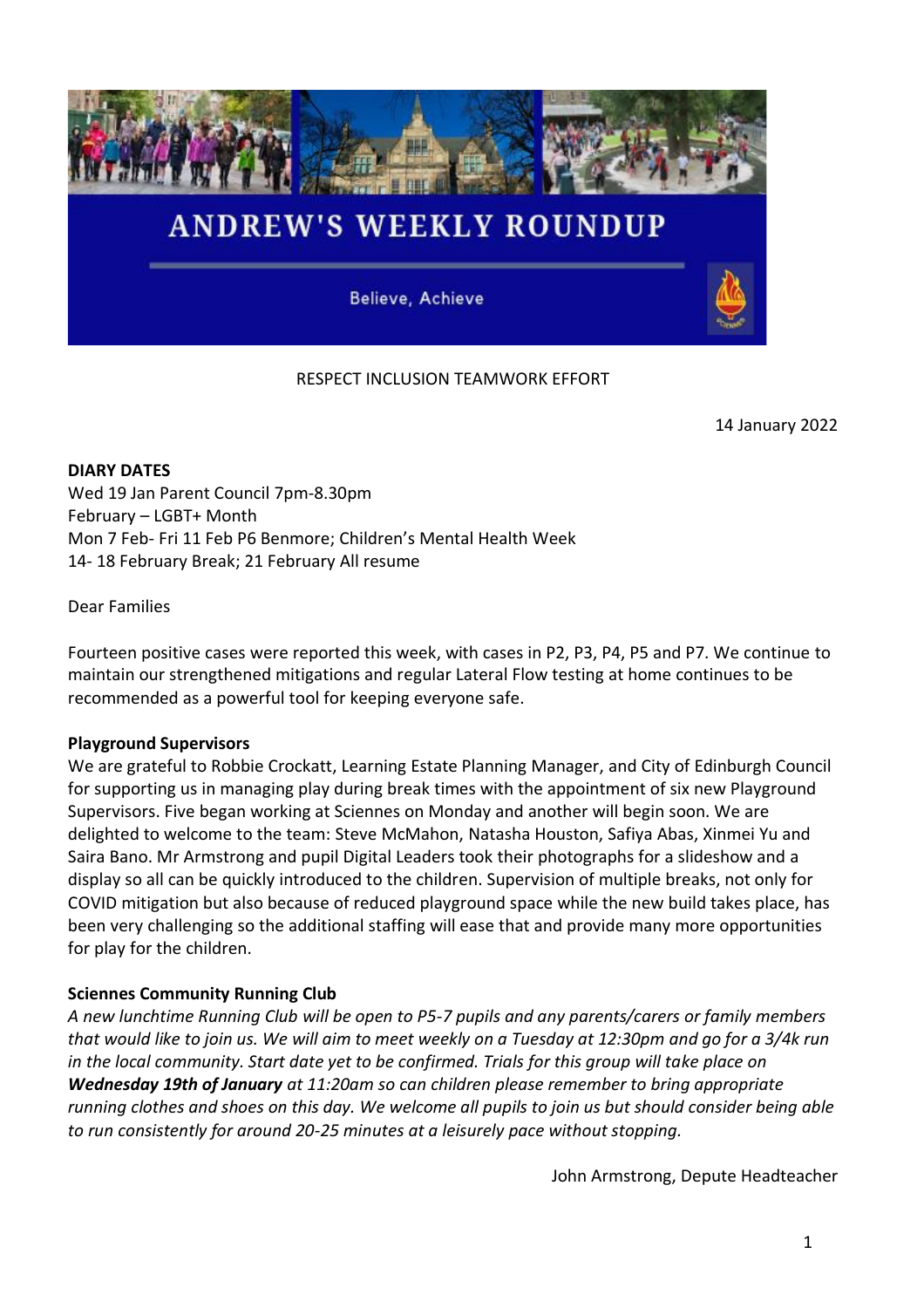# ANDREW'S WEEKLY ROUNDUP

Believe, Achieve

RESPECT INCLUSION TEAMWORK EFFORT

14 January 2022

**DIARY DATES**
Wed 19 Jan Parent Council 7pm-8.30pm
February – LGBT+ Month
Mon 7 Feb- Fri 11 Feb P6 Benmore; Children's Mental Health Week
14- 18 February Break; 21 February All resume

Dear Families

Fourteen positive cases were reported this week, with cases in P2, P3, P4, P5 and P7. We continue to maintain our strengthened mitigations and regular Lateral Flow testing at home continues to be recommended as a powerful tool for keeping everyone safe.

**Playground Supervisors**
We are grateful to Robbie Crockatt, Learning Estate Planning Manager, and City of Edinburgh Council for supporting us in managing play during break times with the appointment of six new Playground Supervisors. Five began working at Sciennes on Monday and another will begin soon. We are delighted to welcome to the team: Steve McMahon, Natasha Houston, Safiya Abas, Xinmei Yu and Saira Bano. Mr Armstrong and pupil Digital Leaders took their photographs for a slideshow and a display so all can be quickly introduced to the children. Supervision of multiple breaks, not only for COVID mitigation but also because of reduced playground space while the new build takes place, has been very challenging so the additional staffing will ease that and provide many more opportunities for play for the children.

**Sciennes Community Running Club**
*A new lunchtime Running Club will be open to P5-7 pupils and any parents/carers or family members that would like to join us. We will aim to meet weekly on a Tuesday at 12:30pm and go for a 3/4k run in the local community. Start date yet to be confirmed. Trials for this group will take place on* ***Wednesday 19th of January*** *at 11:20am so can children please remember to bring appropriate running clothes and shoes on this day. We welcome all pupils to join us but should consider being able to run consistently for around 20-25 minutes at a leisurely pace without stopping.*

John Armstrong, Depute Headteacher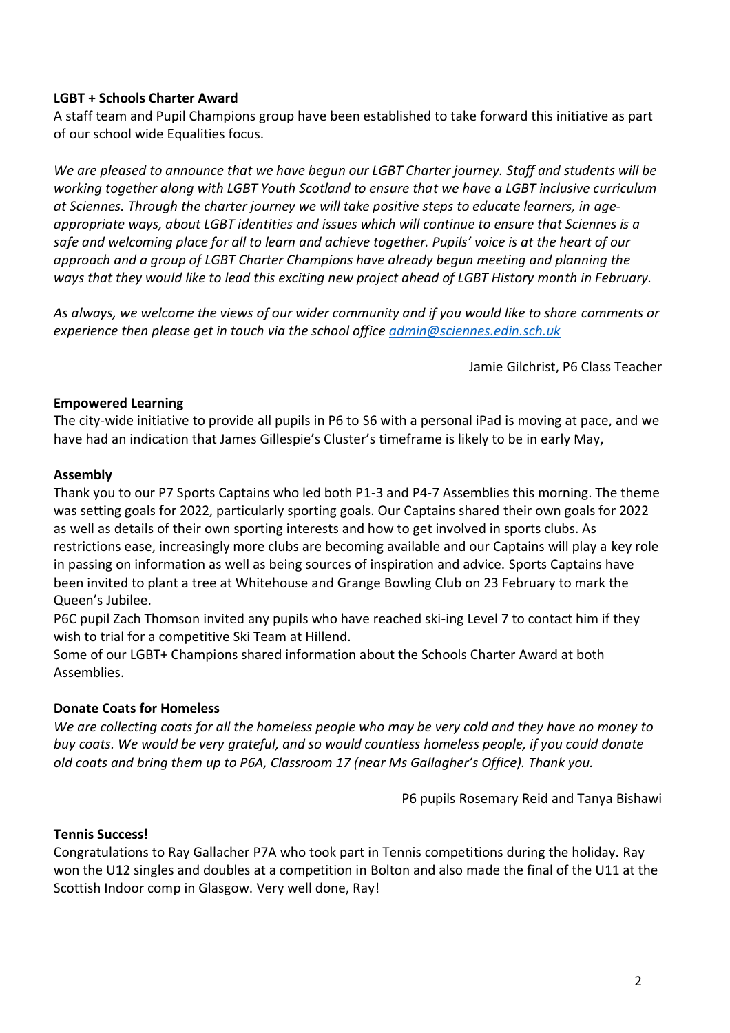**LGBT + Schools Charter Award**

A staff team and Pupil Champions group have been established to take forward this initiative as part of our school wide Equalities focus.

*We are pleased to announce that we have begun our LGBT Charter journey. Staff and students will be working together along with LGBT Youth Scotland to ensure that we have a LGBT inclusive curriculum at Sciennes. Through the charter journey we will take positive steps to educate learners, in age-appropriate ways, about LGBT identities and issues which will continue to ensure that Sciennes is a safe and welcoming place for all to learn and achieve together. Pupils' voice is at the heart of our approach and a group of LGBT Charter Champions have already begun meeting and planning the ways that they would like to lead this exciting new project ahead of LGBT History month in February.*

*As always, we welcome the views of our wider community and if you would like to share comments or experience then please get in touch via the school office [admin@sciennes.edin.sch.uk](mailto:admin@sciennes.edin.sch.uk)*

Jamie Gilchrist, P6 Class Teacher

**Empowered Learning**

The city-wide initiative to provide all pupils in P6 to S6 with a personal iPad is moving at pace, and we have had an indication that James Gillespie's Cluster's timeframe is likely to be in early May,

**Assembly**

Thank you to our P7 Sports Captains who led both P1-3 and P4-7 Assemblies this morning. The theme was setting goals for 2022, particularly sporting goals. Our Captains shared their own goals for 2022 as well as details of their own sporting interests and how to get involved in sports clubs. As restrictions ease, increasingly more clubs are becoming available and our Captains will play a key role in passing on information as well as being sources of inspiration and advice. Sports Captains have been invited to plant a tree at Whitehouse and Grange Bowling Club on 23 February to mark the Queen's Jubilee.

P6C pupil Zach Thomson invited any pupils who have reached ski-ing Level 7 to contact him if they wish to trial for a competitive Ski Team at Hillend.

Some of our LGBT+ Champions shared information about the Schools Charter Award at both Assemblies.

**Donate Coats for Homeless**

*We are collecting coats for all the homeless people who may be very cold and they have no money to buy coats. We would be very grateful, and so would countless homeless people, if you could donate old coats and bring them up to P6A, Classroom 17 (near Ms Gallagher's Office). Thank you.*

P6 pupils Rosemary Reid and Tanya Bishawi

**Tennis Success!**

Congratulations to Ray Gallacher P7A who took part in Tennis competitions during the holiday. Ray won the U12 singles and doubles at a competition in Bolton and also made the final of the U11 at the Scottish Indoor comp in Glasgow. Very well done, Ray!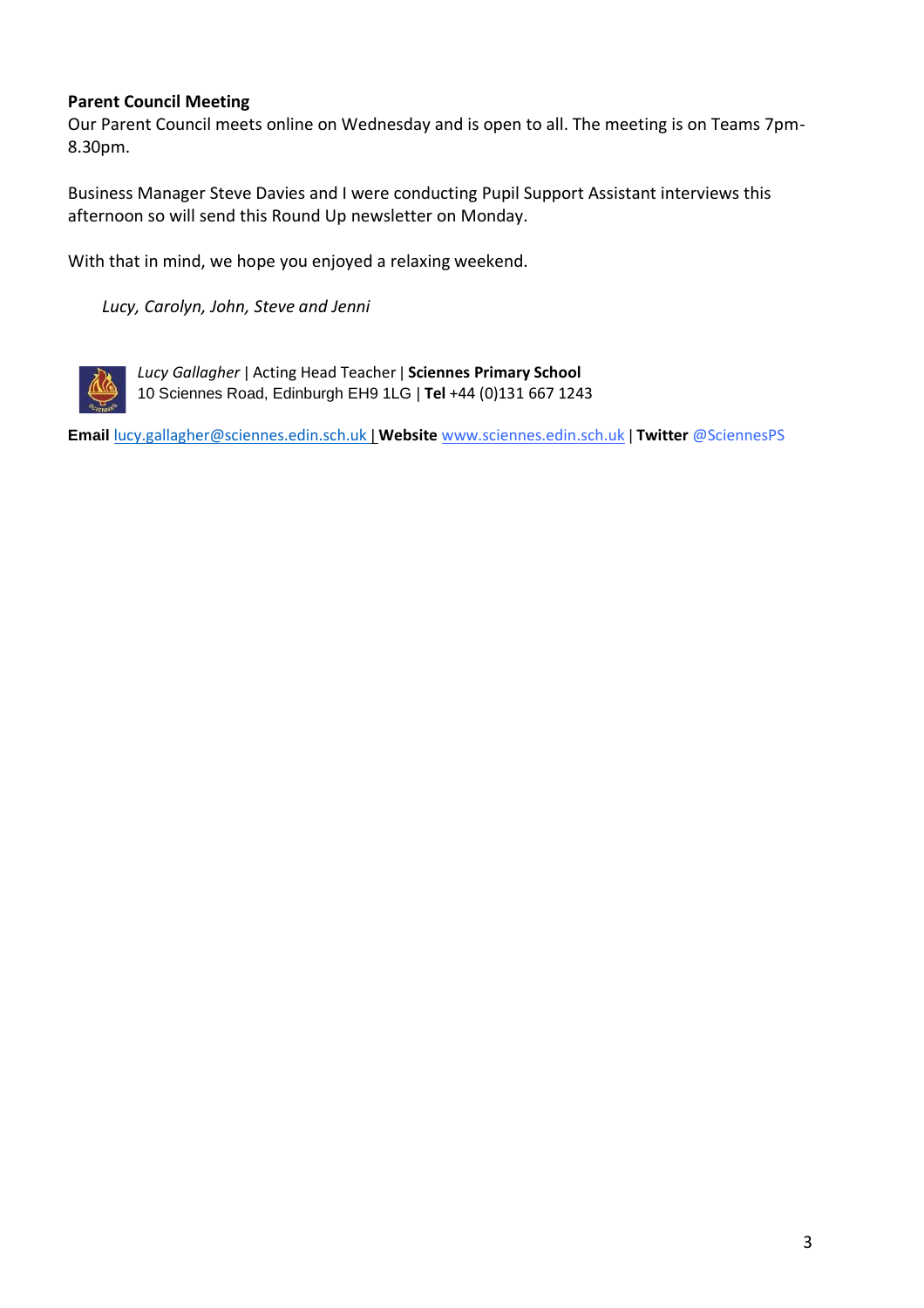**Parent Council Meeting**
Our Parent Council meets online on Wednesday and is open to all. The meeting is on Teams 7pm-8.30pm.

Business Manager Steve Davies and I were conducting Pupil Support Assistant interviews this afternoon so will send this Round Up newsletter on Monday.

With that in mind, we hope you enjoyed a relaxing weekend.

*Lucy, Carolyn, John, Steve and Jenni*

*Lucy Gallagher* | Acting Head Teacher | **Sciennes Primary School**
10 Sciennes Road, Edinburgh EH9 1LG | **Tel** +44 (0)131 667 1243

**Email** lucy.gallagher@sciennes.edin.sch.uk | **Website** www.sciennes.edin.sch.uk | **Twitter** @SciennesPS